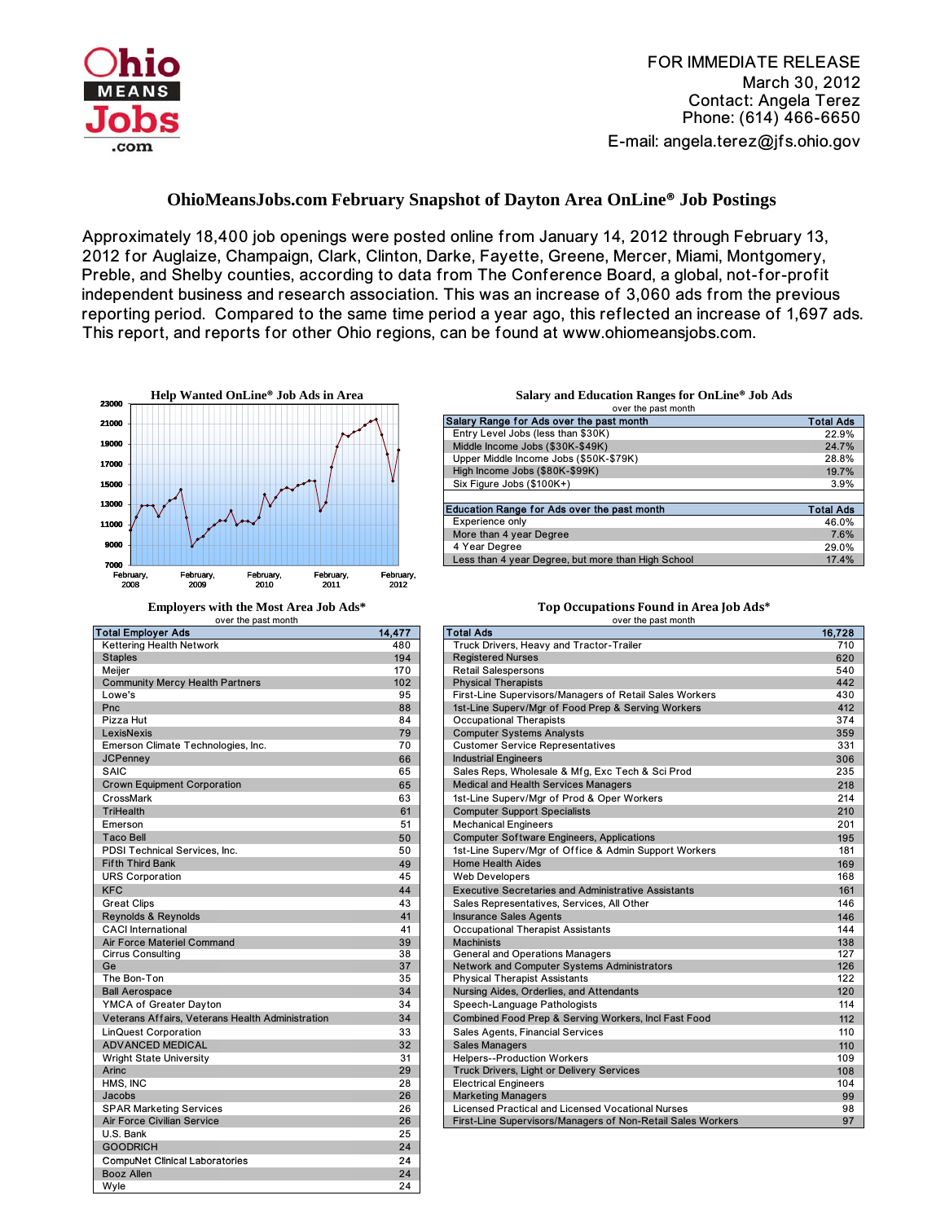FOR IMMEDIATE RELEASE
March 30, 2012
Contact: Angela Terez
Phone: (614) 466-6650
E-mail: angela.terez@jfs.ohio.gov

# OhioMeansJobs.com February Snapshot of Dayton Area OnLine® Job Postings

Approximately 18,400 job openings were posted online from January 14, 2012 through February 13, 2012 for Auglaize, Champaign, Clark, Clinton, Darke, Fayette, Greene, Mercer, Miami, Montgomery, Preble, and Shelby counties, according to data from The Conference Board, a global, not-for-profit independent business and research association. This was an increase of 3,060 ads from the previous reporting period. Compared to the same time period a year ago, this reflected an increase of 1,697 ads. This report, and reports for other Ohio regions, can be found at www.ohiomeansjobs.com.

**Help Wanted OnLine® Job Ads in Area**

**Salary and Education Ranges for OnLine® Job Ads**
over the past month

| Salary Range for Ads over the past month | Total Ads |
|---|---|
| Entry Level Jobs (less than $30K) | 22.9% |
| Middle Income Jobs ($30K-$49K) | 24.7% |
| Upper Middle Income Jobs ($50K-$79K) | 28.8% |
| High Income Jobs ($80K-$99K) | 19.7% |
| Six Figure Jobs ($100K+) | 3.9% |

| Education Range for Ads over the past month | Total Ads |
|---|---|
| Experience only | 46.0% |
| More than 4 year Degree | 7.6% |
| 4 Year Degree | 29.0% |
| Less than 4 year Degree, but more than High School | 17.4% |

**Employers with the Most Area Job Ads***
over the past month

| Total Employer Ads | 14,477 |
|---|---|
| Kettering Health Network | 480 |
| Staples | 194 |
| Meijer | 170 |
| Community Mercy Health Partners | 102 |
| Lowe's | 95 |
| Pnc | 88 |
| Pizza Hut | 84 |
| LexisNexis | 79 |
| Emerson Climate Technologies, Inc. | 70 |
| JCPenney | 66 |
| SAIC | 65 |
| Crown Equipment Corporation | 65 |
| CrossMark | 63 |
| TriHealth | 61 |
| Emerson | 51 |
| Taco Bell | 50 |
| PDSI Technical Services, Inc. | 50 |
| Fifth Third Bank | 49 |
| URS Corporation | 45 |
| KFC | 44 |
| Great Clips | 43 |
| Reynolds & Reynolds | 41 |
| CACI International | 41 |
| Air Force Materiel Command | 39 |
| Cirrus Consulting | 38 |
| Ge | 37 |
| The Bon-Ton | 35 |
| Ball Aerospace | 34 |
| YMCA of Greater Dayton | 34 |
| Veterans Affairs, Veterans Health Administration | 34 |
| LinQuest Corporation | 33 |
| ADVANCED MEDICAL | 32 |
| Wright State University | 31 |
| Arinc | 29 |
| HMS, INC | 28 |
| Jacobs | 26 |
| SPAR Marketing Services | 26 |
| Air Force Civilian Service | 26 |
| U.S. Bank | 25 |
| GOODRICH | 24 |
| CompuNet Clinical Laboratories | 24 |
| Booz Allen | 24 |
| Wyle | 24 |

**Top Occupations Found in Area Job Ads***
over the past month

| Total Ads | 16,728 |
|---|---|
| Truck Drivers, Heavy and Tractor-Trailer | 710 |
| Registered Nurses | 620 |
| Retail Salespersons | 540 |
| Physical Therapists | 442 |
| First-Line Supervisors/Managers of Retail Sales Workers | 430 |
| 1st-Line Superv/Mgr of Food Prep & Serving Workers | 412 |
| Occupational Therapists | 374 |
| Computer Systems Analysts | 359 |
| Customer Service Representatives | 331 |
| Industrial Engineers | 306 |
| Sales Reps, Wholesale & Mfg, Exc Tech & Sci Prod | 235 |
| Medical and Health Services Managers | 218 |
| 1st-Line Superv/Mgr of Prod & Oper Workers | 214 |
| Computer Support Specialists | 210 |
| Mechanical Engineers | 201 |
| Computer Software Engineers, Applications | 195 |
| 1st-Line Superv/Mgr of Office & Admin Support Workers | 181 |
| Home Health Aides | 169 |
| Web Developers | 168 |
| Executive Secretaries and Administrative Assistants | 161 |
| Sales Representatives, Services, All Other | 146 |
| Insurance Sales Agents | 146 |
| Occupational Therapist Assistants | 144 |
| Machinists | 138 |
| General and Operations Managers | 127 |
| Network and Computer Systems Administrators | 126 |
| Physical Therapist Assistants | 122 |
| Nursing Aides, Orderlies, and Attendants | 120 |
| Speech-Language Pathologists | 114 |
| Combined Food Prep & Serving Workers, Incl Fast Food | 112 |
| Sales Agents, Financial Services | 110 |
| Sales Managers | 110 |
| Helpers--Production Workers | 109 |
| Truck Drivers, Light or Delivery Services | 108 |
| Electrical Engineers | 104 |
| Marketing Managers | 99 |
| Licensed Practical and Licensed Vocational Nurses | 98 |
| First-Line Supervisors/Managers of Non-Retail Sales Workers | 97 |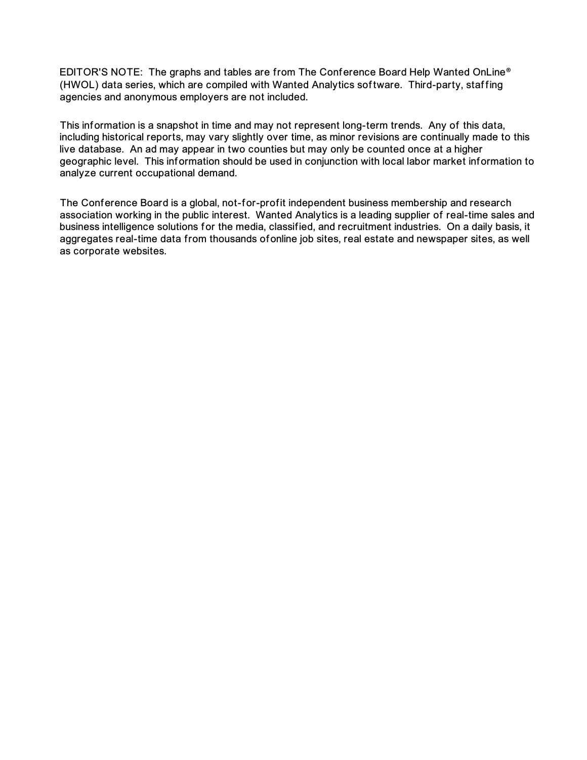EDITOR'S NOTE: The graphs and tables are from The Conference Board Help Wanted OnLine® (HWOL) data series, which are compiled with Wanted Analytics software. Third-party, staffing agencies and anonymous employers are not included.

This information is a snapshot in time and may not represent long-term trends. Any of this data, including historical reports, may vary slightly over time, as minor revisions are continually made to this live database. An ad may appear in two counties but may only be counted once at a higher geographic level. This information should be used in conjunction with local labor market information to analyze current occupational demand.

The Conference Board is a global, not-for-profit independent business membership and research association working in the public interest. Wanted Analytics is a leading supplier of real-time sales and business intelligence solutions for the media, classified, and recruitment industries. On a daily basis, it aggregates real-time data from thousands ofonline job sites, real estate and newspaper sites, as well as corporate websites.